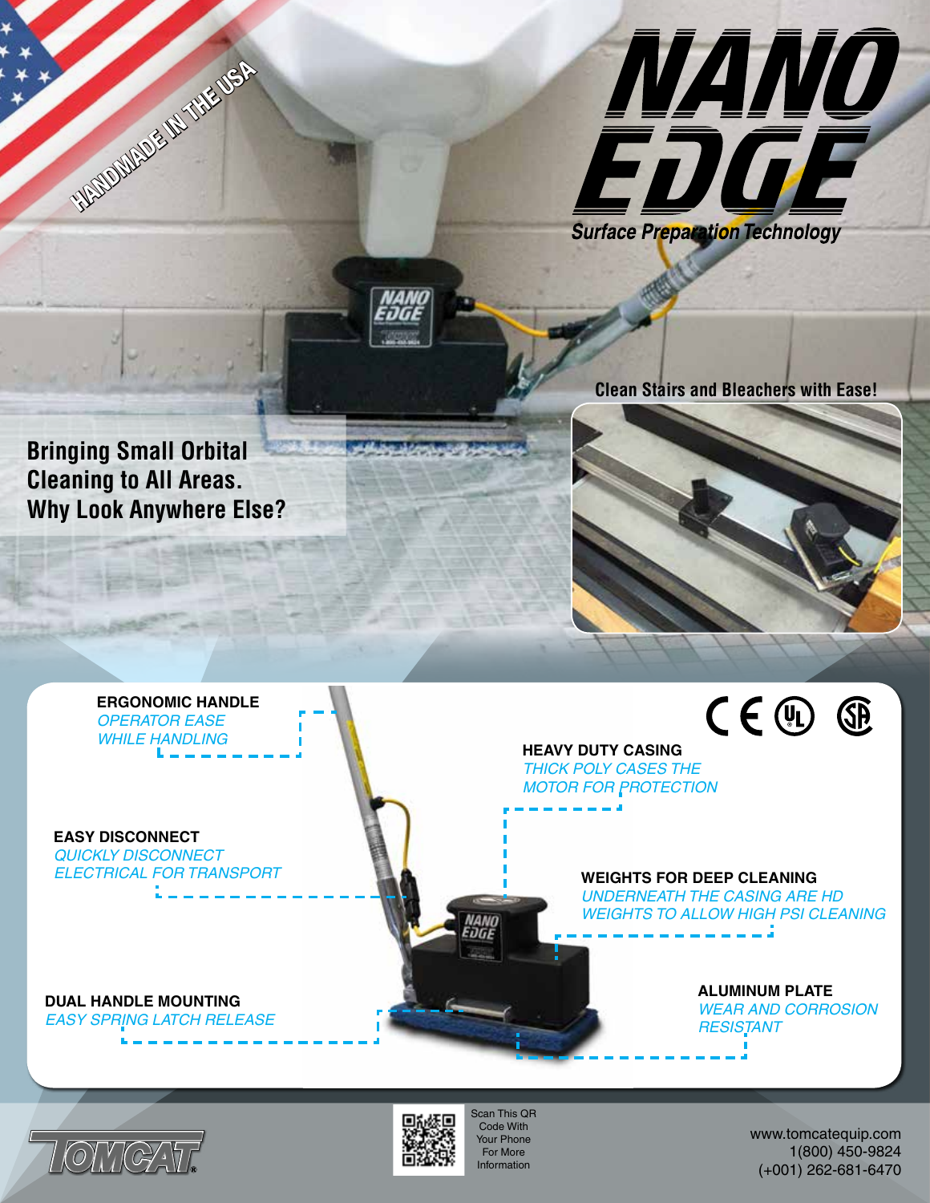HANDMADE IN THE USA

# NANO EDGE

Surface Preparation Technology

## Bringing Small Orbital Cleaning to All Areas. Why Look Anywhere Else?

**Clean Stairs and Bleachers with Ease!**

**ERGONOMIC HANDLE**
*OPERATOR EASE WHILE HANDLING*

**EASY DISCONNECT**
*QUICKLY DISCONNECT ELECTRICAL FOR TRANSPORT*

**DUAL HANDLE MOUNTING**
*EASY SPRING LATCH RELEASE*

**HEAVY DUTY CASING**
*THICK POLY CASES THE MOTOR FOR PROTECTION*

**WEIGHTS FOR DEEP CLEANING**
*UNDERNEATH THE CASING ARE HD WEIGHTS TO ALLOW HIGH PSI CLEANING*

**ALUMINUM PLATE**
*WEAR AND CORROSION RESISTANT*

TOMCAT®

Scan This QR Code With Your Phone For More Information

www.tomcatequip.com
1(800) 450-9824
(+001) 262-681-6470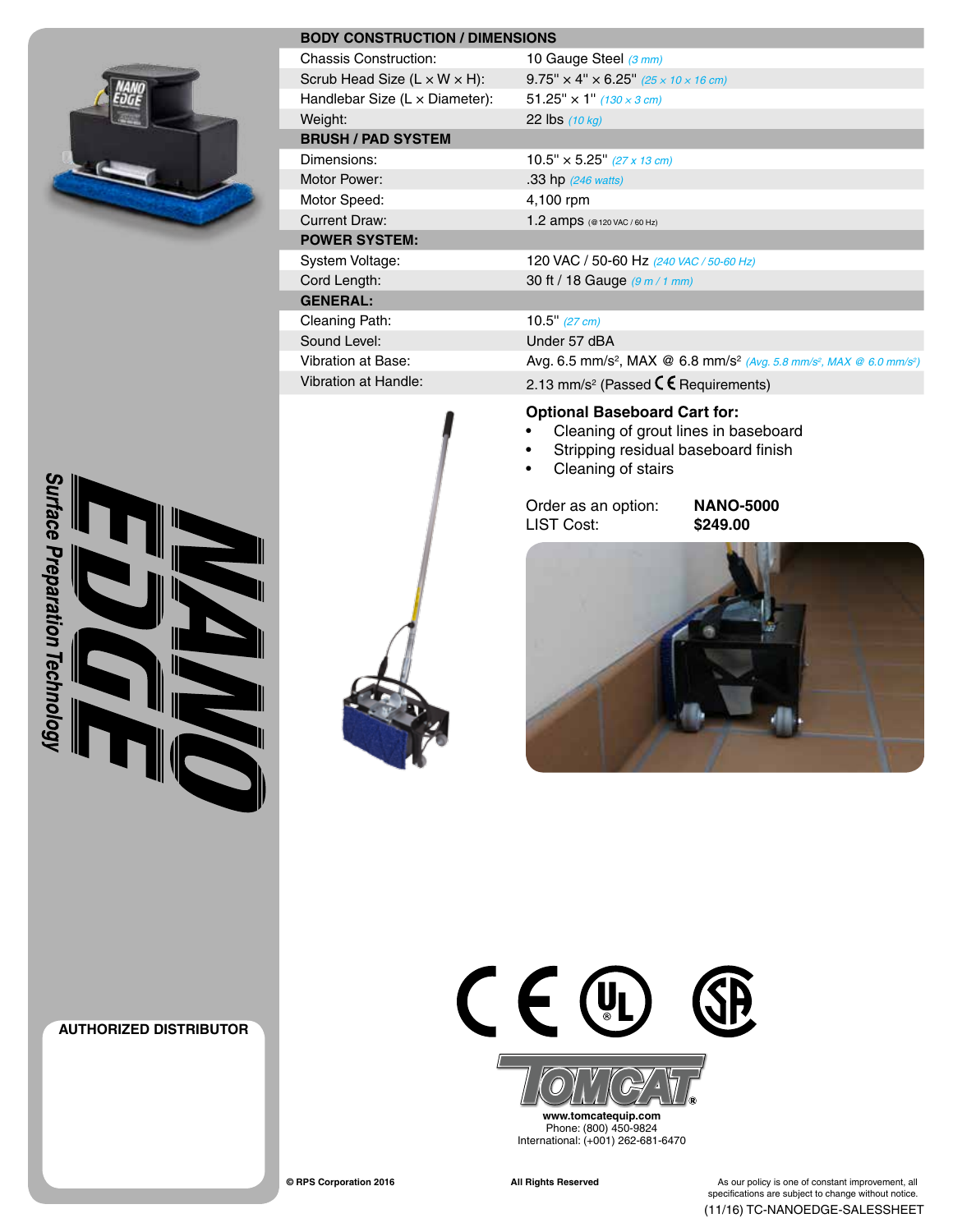| | |
|---|---|
| **BODY CONSTRUCTION / DIMENSIONS** | |
| Chassis Construction: | 10 Gauge Steel *(3 mm)* |
| Scrub Head Size (L × W × H): | 9.75" × 4" × 6.25" *(25 × 10 × 16 cm)* |
| Handlebar Size (L × Diameter): | 51.25" × 1" *(130 x 3 cm)* |
| Weight: | 22 lbs *(10 kg)* |
| **BRUSH / PAD SYSTEM** | |
| Dimensions: | 10.5" × 5.25" *(27 x 13 cm)* |
| Motor Power: | .33 hp *(246 watts)* |
| Motor Speed: | 4,100 rpm |
| Current Draw: | 1.2 amps (@120 VAC / 60 Hz) |
| **POWER SYSTEM:** | |
| System Voltage: | 120 VAC / 50-60 Hz *(240 VAC / 50-60 Hz)* |
| Cord Length: | 30 ft / 18 Gauge *(9 m / 1 mm)* |
| **GENERAL:** | |
| Cleaning Path: | 10.5" *(27 cm)* |
| Sound Level: | Under 57 dBA |
| Vibration at Base: | Avg. 6.5 mm/s², MAX @ 6.8 mm/s² *(Avg. 5.8 mm/s², MAX @ 6.0 mm/s²)* |
| Vibration at Handle: | 2.13 mm/s² (Passed CE Requirements) |

**Optional Baseboard Cart for:**

- Cleaning of grout lines in baseboard
- Stripping residual baseboard finish
- Cleaning of stairs

Order as an option: **NANO-5000**
LIST Cost: **$249.00**

NANO EDGE

Surface Preparation Techology

**AUTHORIZED DISTRIBUTOR**

TOMCAT®

**www.tomcatequip.com**
Phone: (800) 450-9824
International: (+001) 262-681-6470

**© RPS Corporation 2016** **All Rights Reserved**

As our policy is one of constant improvement, all specifications are subject to change without notice.

(11/16) TC-NANOEDGE-SALESSHEET